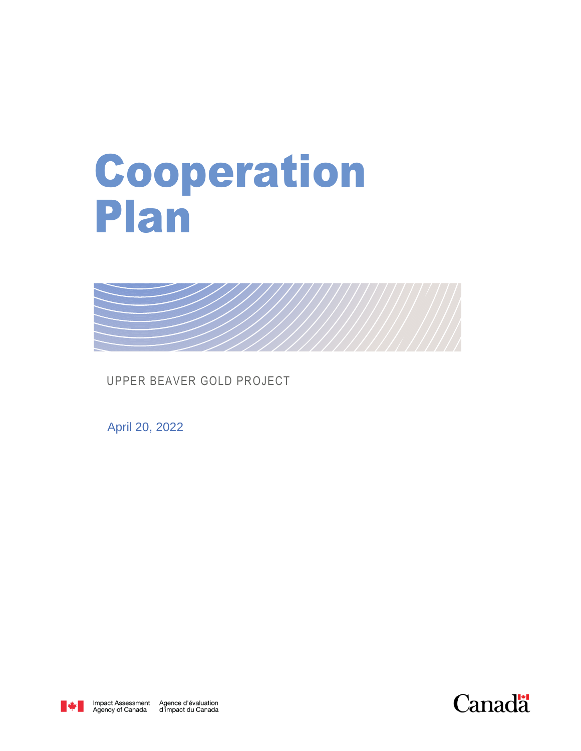# Cooperation Plan

UPPER BEAVER GOLD PROJECT

April 20, 2022

Impact Assessment Agency of Canada | Agence d'évaluation d'impact du Canada

Canada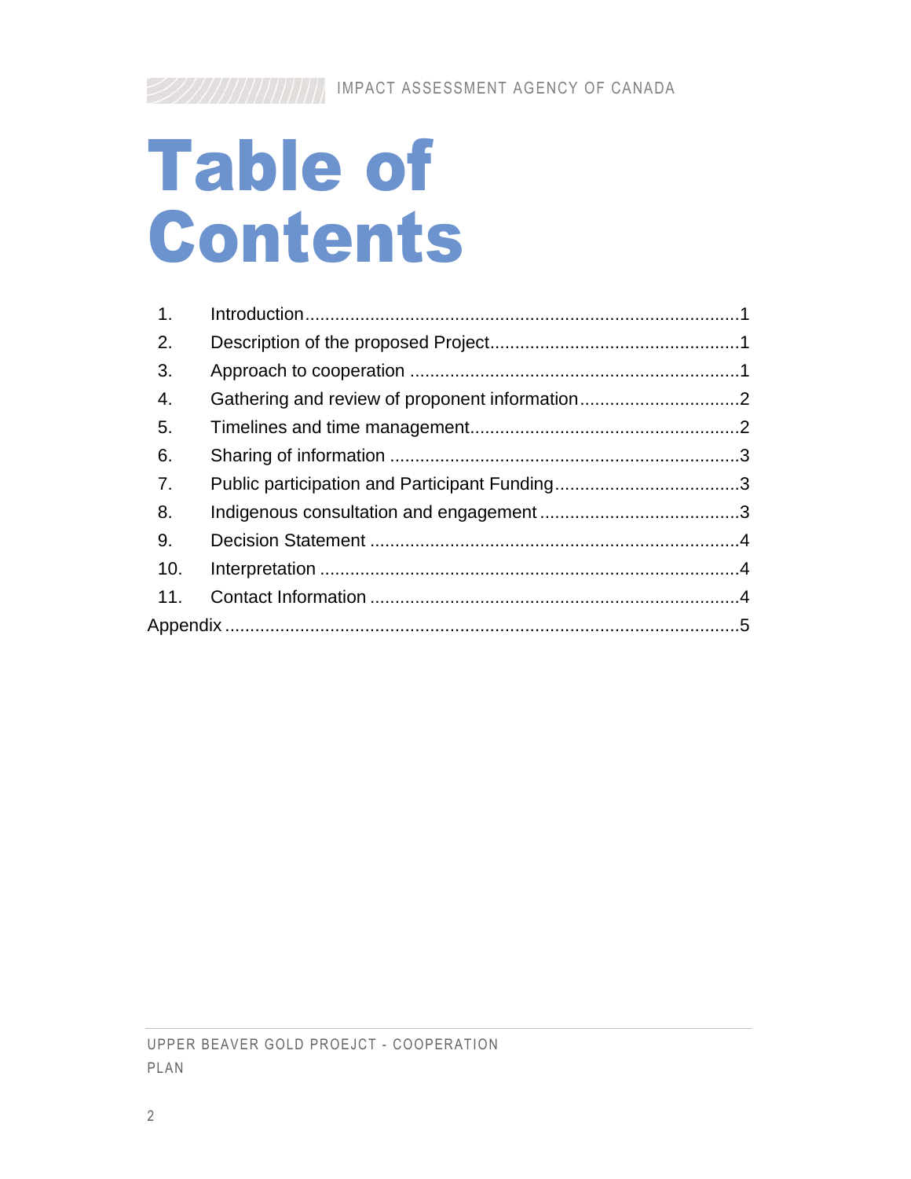# Table of Contents

1. Introduction ........................................................................................ 1
2. Description of the proposed Project ................................................. 1
3. Approach to cooperation ................................................................. 1
4. Gathering and review of proponent information ................................ 2
5. Timelines and time management ..................................................... 2
6. Sharing of information ..................................................................... 3
7. Public participation and Participant Funding .................................... 3
8. Indigenous consultation and engagement ........................................ 3
9. Decision Statement ......................................................................... 4
10. Interpretation ................................................................................... 4
11. Contact Information ......................................................................... 4

Appendix ..................................................................................................... 5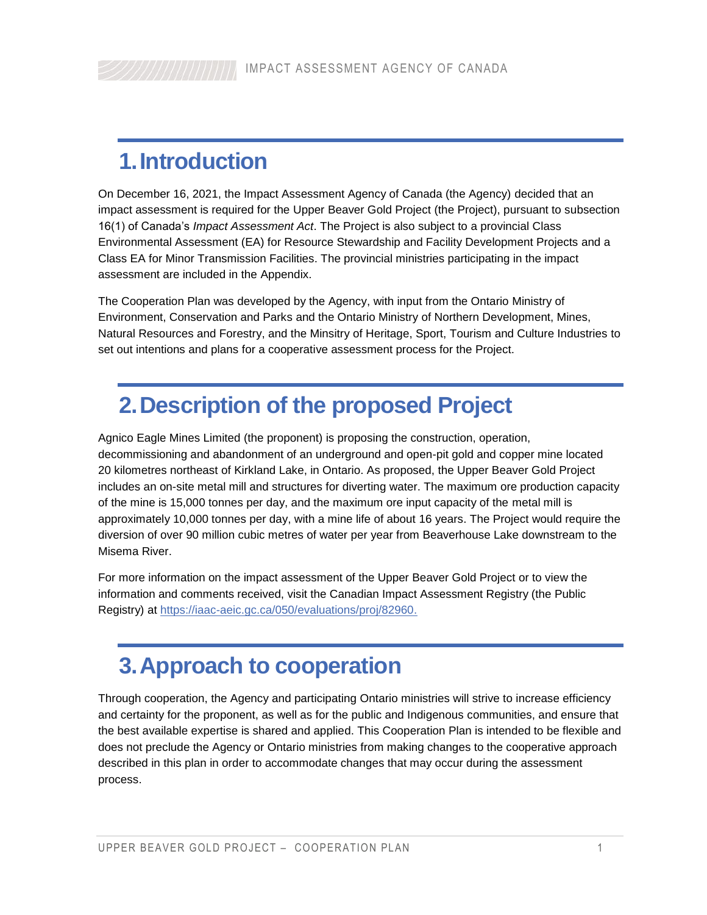# 1. Introduction

On December 16, 2021, the Impact Assessment Agency of Canada (the Agency) decided that an impact assessment is required for the Upper Beaver Gold Project (the Project), pursuant to subsection 16(1) of Canada's *Impact Assessment Act*. The Project is also subject to a provincial Class Environmental Assessment (EA) for Resource Stewardship and Facility Development Projects and a Class EA for Minor Transmission Facilities. The provincial ministries participating in the impact assessment are included in the Appendix.

The Cooperation Plan was developed by the Agency, with input from the Ontario Ministry of Environment, Conservation and Parks and the Ontario Ministry of Northern Development, Mines, Natural Resources and Forestry, and the Minsitry of Heritage, Sport, Tourism and Culture Industries to set out intentions and plans for a cooperative assessment process for the Project.

# 2. Description of the proposed Project

Agnico Eagle Mines Limited (the proponent) is proposing the construction, operation, decommissioning and abandonment of an underground and open-pit gold and copper mine located 20 kilometres northeast of Kirkland Lake, in Ontario. As proposed, the Upper Beaver Gold Project includes an on-site metal mill and structures for diverting water. The maximum ore production capacity of the mine is 15,000 tonnes per day, and the maximum ore input capacity of the metal mill is approximately 10,000 tonnes per day, with a mine life of about 16 years. The Project would require the diversion of over 90 million cubic metres of water per year from Beaverhouse Lake downstream to the Misema River.

For more information on the impact assessment of the Upper Beaver Gold Project or to view the information and comments received, visit the Canadian Impact Assessment Registry (the Public Registry) at https://iaac-aeic.gc.ca/050/evaluations/proj/82960.

# 3. Approach to cooperation

Through cooperation, the Agency and participating Ontario ministries will strive to increase efficiency and certainty for the proponent, as well as for the public and Indigenous communities, and ensure that the best available expertise is shared and applied. This Cooperation Plan is intended to be flexible and does not preclude the Agency or Ontario ministries from making changes to the cooperative approach described in this plan in order to accommodate changes that may occur during the assessment process.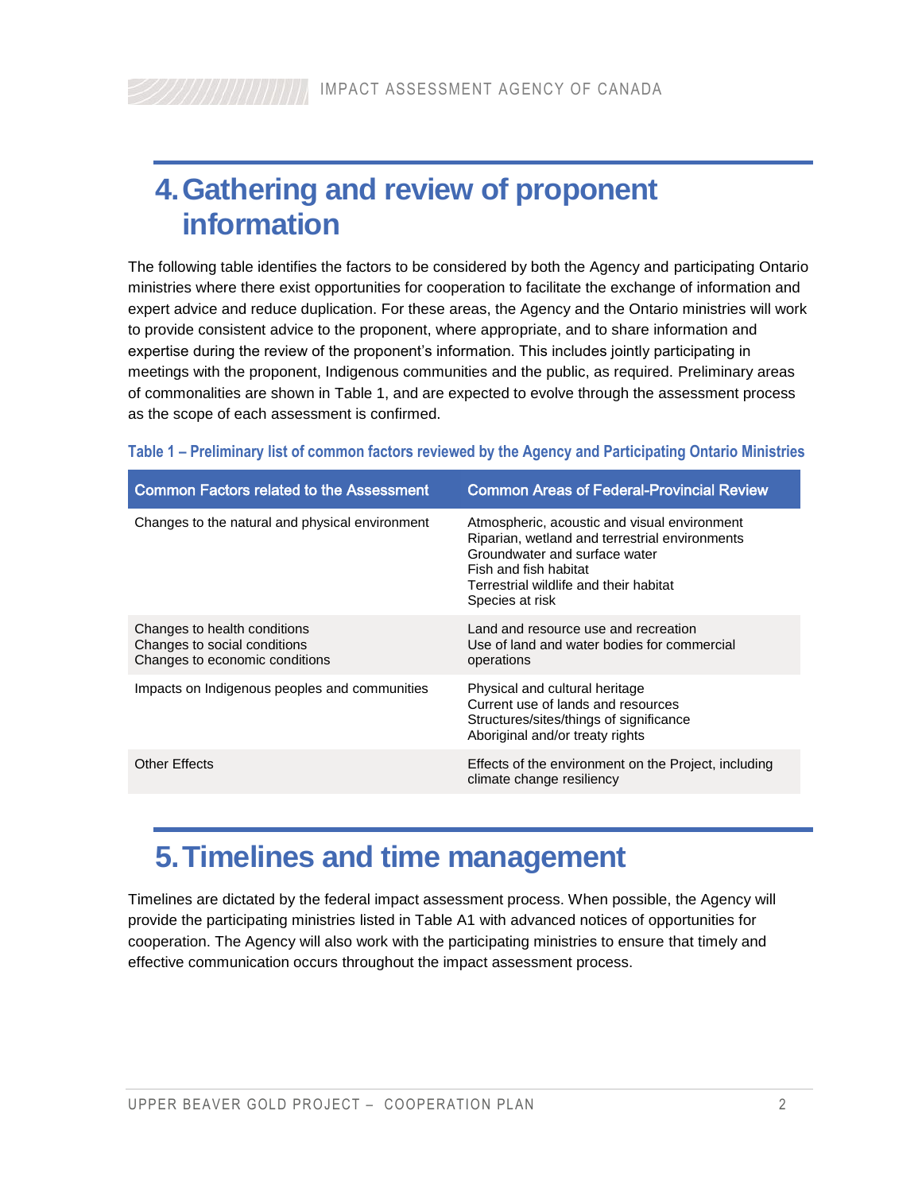# 4. Gathering and review of proponent information

The following table identifies the factors to be considered by both the Agency and participating Ontario ministries where there exist opportunities for cooperation to facilitate the exchange of information and expert advice and reduce duplication. For these areas, the Agency and the Ontario ministries will work to provide consistent advice to the proponent, where appropriate, and to share information and expertise during the review of the proponent's information. This includes jointly participating in meetings with the proponent, Indigenous communities and the public, as required. Preliminary areas of commonalities are shown in Table 1, and are expected to evolve through the assessment process as the scope of each assessment is confirmed.

**Table 1 – Preliminary list of common factors reviewed by the Agency and Participating Ontario Ministries**

| Common Factors related to the Assessment | Common Areas of Federal-Provincial Review |
|---|---|
| Changes to the natural and physical environment | Atmospheric, acoustic and visual environment<br>Riparian, wetland and terrestrial environments<br>Groundwater and surface water<br>Fish and fish habitat<br>Terrestrial wildlife and their habitat<br>Species at risk |
| Changes to health conditions<br>Changes to social conditions<br>Changes to economic conditions | Land and resource use and recreation<br>Use of land and water bodies for commercial operations |
| Impacts on Indigenous peoples and communities | Physical and cultural heritage<br>Current use of lands and resources<br>Structures/sites/things of significance<br>Aboriginal and/or treaty rights |
| Other Effects | Effects of the environment on the Project, including climate change resiliency |

# 5. Timelines and time management

Timelines are dictated by the federal impact assessment process. When possible, the Agency will provide the participating ministries listed in Table A1 with advanced notices of opportunities for cooperation. The Agency will also work with the participating ministries to ensure that timely and effective communication occurs throughout the impact assessment process.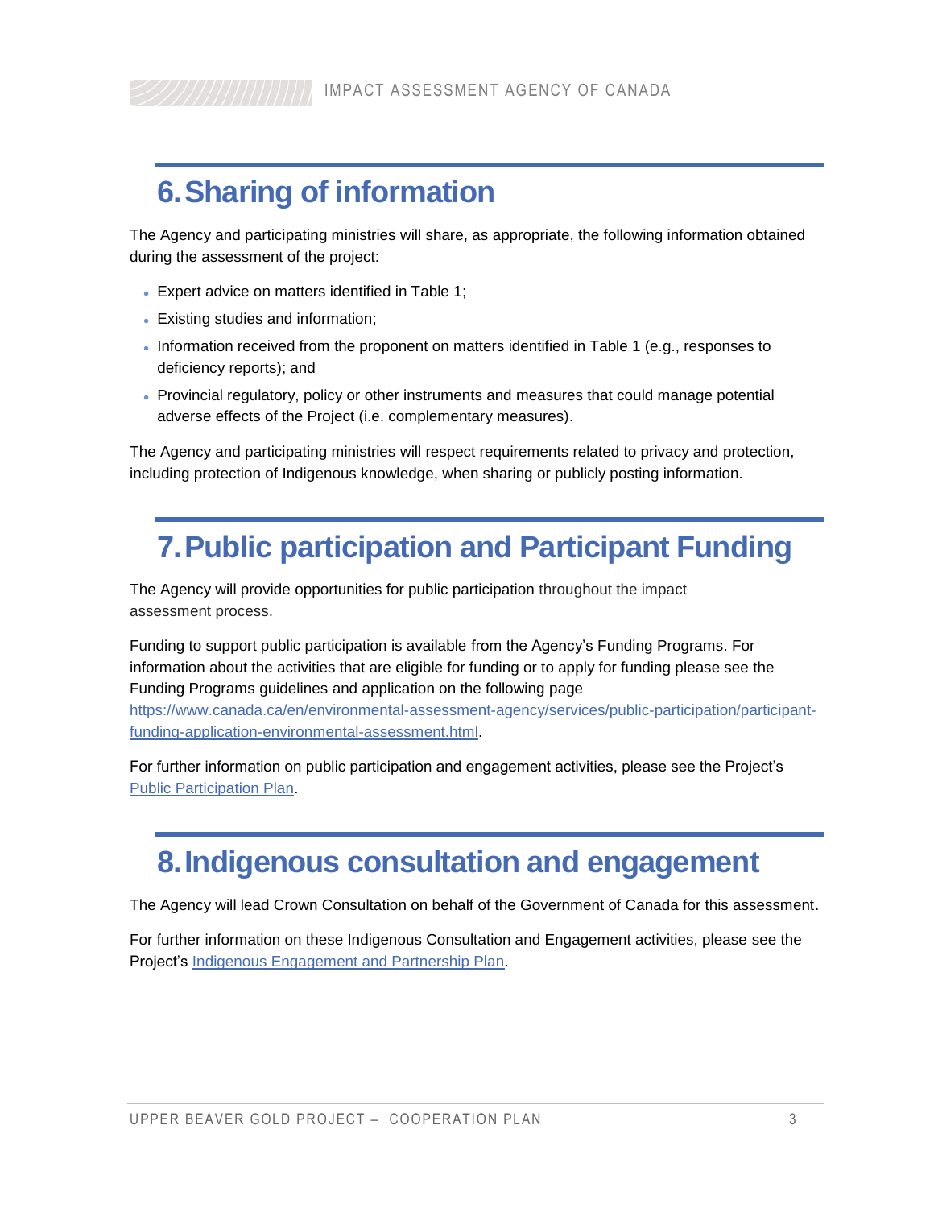# 6. Sharing of information

The Agency and participating ministries will share, as appropriate, the following information obtained during the assessment of the project:

- Expert advice on matters identified in Table 1;
- Existing studies and information;
- Information received from the proponent on matters identified in Table 1 (e.g., responses to deficiency reports); and
- Provincial regulatory, policy or other instruments and measures that could manage potential adverse effects of the Project (i.e. complementary measures).

The Agency and participating ministries will respect requirements related to privacy and protection, including protection of Indigenous knowledge, when sharing or publicly posting information.

# 7. Public participation and Participant Funding

The Agency will provide opportunities for public participation throughout the impact assessment process.

Funding to support public participation is available from the Agency's Funding Programs. For information about the activities that are eligible for funding or to apply for funding please see the Funding Programs guidelines and application on the following page [https://www.canada.ca/en/environmental-assessment-agency/services/public-participation/participant-funding-application-environmental-assessment.html](https://www.canada.ca/en/environmental-assessment-agency/services/public-participation/participant-funding-application-environmental-assessment.html).

For further information on public participation and engagement activities, please see the Project's Public Participation Plan.

# 8. Indigenous consultation and engagement

The Agency will lead Crown Consultation on behalf of the Government of Canada for this assessment.

For further information on these Indigenous Consultation and Engagement activities, please see the Project's Indigenous Engagement and Partnership Plan.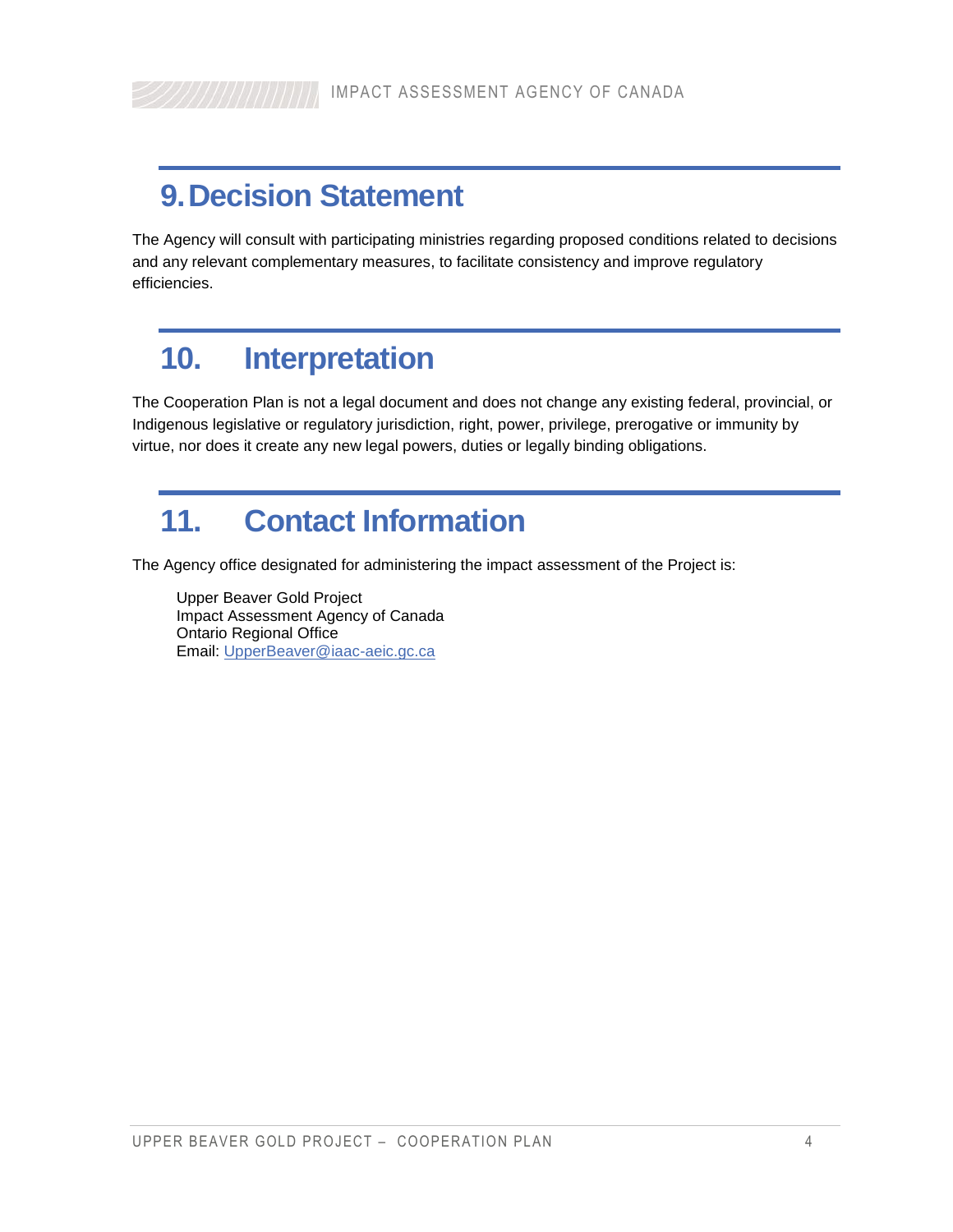# 9. Decision Statement

The Agency will consult with participating ministries regarding proposed conditions related to decisions and any relevant complementary measures, to facilitate consistency and improve regulatory efficiencies.

# 10. Interpretation

The Cooperation Plan is not a legal document and does not change any existing federal, provincial, or Indigenous legislative or regulatory jurisdiction, right, power, privilege, prerogative or immunity by virtue, nor does it create any new legal powers, duties or legally binding obligations.

# 11. Contact Information

The Agency office designated for administering the impact assessment of the Project is:

Upper Beaver Gold Project
Impact Assessment Agency of Canada
Ontario Regional Office
Email: UpperBeaver@iaac-aeic.gc.ca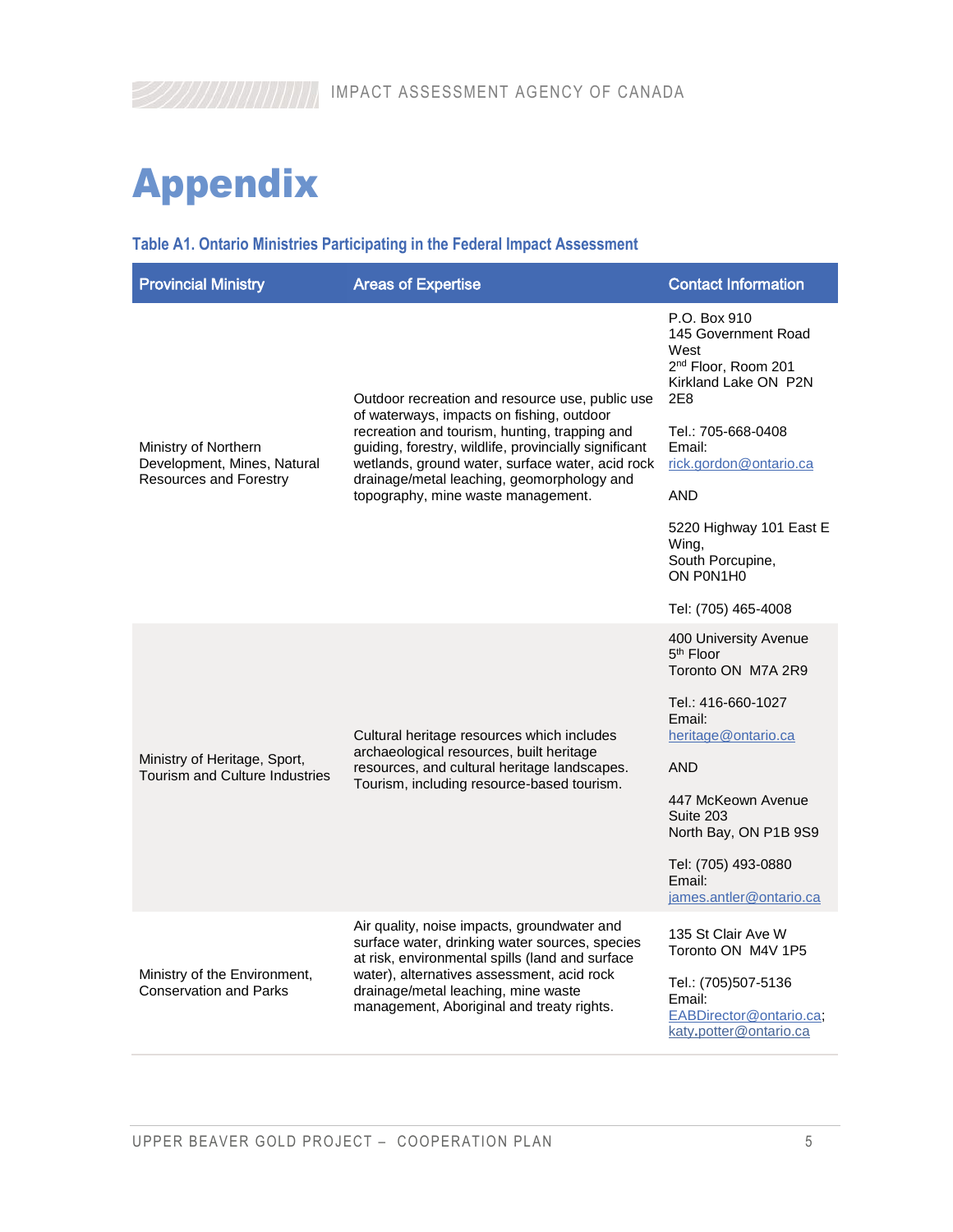# Appendix

**Table A1. Ontario Ministries Participating in the Federal Impact Assessment**

| Provincial Ministry | Areas of Expertise | Contact Information |
|---|---|---|
| Ministry of Northern Development, Mines, Natural Resources and Forestry | Outdoor recreation and resource use, public use of waterways, impacts on fishing, outdoor recreation and tourism, hunting, trapping and guiding, forestry, wildlife, provincially significant wetlands, ground water, surface water, acid rock drainage/metal leaching, geomorphology and topography, mine waste management. | P.O. Box 910<br>145 Government Road West<br>2nd Floor, Room 201<br>Kirkland Lake ON P2N 2E8<br><br>Tel.: 705-668-0408<br>Email: rick.gordon@ontario.ca<br><br>AND<br><br>5220 Highway 101 East E Wing,<br>South Porcupine,<br>ON P0N1H0<br><br>Tel: (705) 465-4008 |
| Ministry of Heritage, Sport, Tourism and Culture Industries | Cultural heritage resources which includes archaeological resources, built heritage resources, and cultural heritage landscapes. Tourism, including resource-based tourism. | 400 University Avenue<br>5th Floor<br>Toronto ON M7A 2R9<br><br>Tel.: 416-660-1027<br>Email: heritage@ontario.ca<br><br>AND<br><br>447 McKeown Avenue<br>Suite 203<br>North Bay, ON P1B 9S9<br><br>Tel: (705) 493-0880<br>Email: james.antler@ontario.ca |
| Ministry of the Environment, Conservation and Parks | Air quality, noise impacts, groundwater and surface water, drinking water sources, species at risk, environmental spills (land and surface water), alternatives assessment, acid rock drainage/metal leaching, mine waste management, Aboriginal and treaty rights. | 135 St Clair Ave W<br>Toronto ON M4V 1P5<br><br>Tel.: (705)507-5136<br>Email: EABDirector@ontario.ca; katy.potter@ontario.ca |